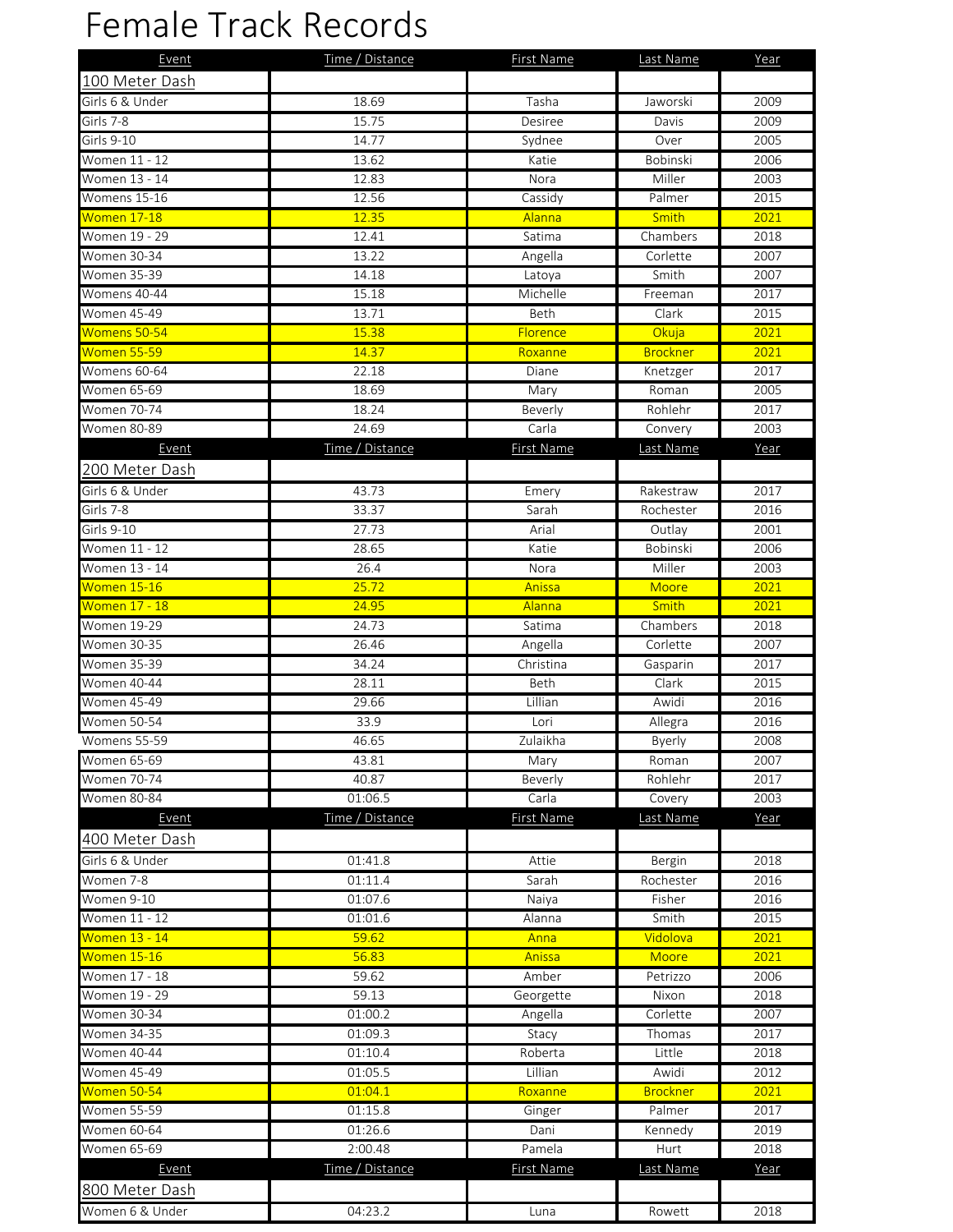# Female Track Records

| Event | Time / Distance | First Name | Last Name | Year |
|---|---|---|---|---|
| 100 Meter Dash | | | | |
| Girls 6 & Under | 18.69 | Tasha | Jaworski | 2009 |
| Girls 7-8 | 15.75 | Desiree | Davis | 2009 |
| Girls 9-10 | 14.77 | Sydnee | Over | 2005 |
| Women 11 - 12 | 13.62 | Katie | Bobinski | 2006 |
| Women 13 - 14 | 12.83 | Nora | Miller | 2003 |
| Womens 15-16 | 12.56 | Cassidy | Palmer | 2015 |
| Women 17-18 | 12.35 | Alanna | Smith | 2021 |
| Women 19 - 29 | 12.41 | Satima | Chambers | 2018 |
| Women 30-34 | 13.22 | Angella | Corlette | 2007 |
| Women 35-39 | 14.18 | Latoya | Smith | 2007 |
| Womens 40-44 | 15.18 | Michelle | Freeman | 2017 |
| Women 45-49 | 13.71 | Beth | Clark | 2015 |
| Womens 50-54 | 15.38 | Florence | Okuja | 2021 |
| Women 55-59 | 14.37 | Roxanne | Brockner | 2021 |
| Womens 60-64 | 22.18 | Diane | Knetzger | 2017 |
| Women 65-69 | 18.69 | Mary | Roman | 2005 |
| Women 70-74 | 18.24 | Beverly | Rohlehr | 2017 |
| Women 80-89 | 24.69 | Carla | Convery | 2003 |
| **Event** | **Time / Distance** | **First Name** | **Last Name** | **Year** |
| 200 Meter Dash | | | | |
| Girls 6 & Under | 43.73 | Emery | Rakestraw | 2017 |
| Girls 7-8 | 33.37 | Sarah | Rochester | 2016 |
| Girls 9-10 | 27.73 | Arial | Outlay | 2001 |
| Women 11 - 12 | 28.65 | Katie | Bobinski | 2006 |
| Women 13 - 14 | 26.4 | Nora | Miller | 2003 |
| Women 15-16 | 25.72 | Anissa | Moore | 2021 |
| Women 17 - 18 | 24.95 | Alanna | Smith | 2021 |
| Women 19-29 | 24.73 | Satima | Chambers | 2018 |
| Women 30-35 | 26.46 | Angella | Corlette | 2007 |
| Women 35-39 | 34.24 | Christina | Gasparin | 2017 |
| Women 40-44 | 28.11 | Beth | Clark | 2015 |
| Women 45-49 | 29.66 | Lillian | Awidi | 2016 |
| Women 50-54 | 33.9 | Lori | Allegra | 2016 |
| Womens 55-59 | 46.65 | Zulaikha | Byerly | 2008 |
| Women 65-69 | 43.81 | Mary | Roman | 2007 |
| Women 70-74 | 40.87 | Beverly | Rohlehr | 2017 |
| Women 80-84 | 01:06.5 | Carla | Covery | 2003 |
| **Event** | **Time / Distance** | **First Name** | **Last Name** | **Year** |
| 400 Meter Dash | | | | |
| Girls 6 & Under | 01:41.8 | Attie | Bergin | 2018 |
| Women 7-8 | 01:11.4 | Sarah | Rochester | 2016 |
| Women 9-10 | 01:07.6 | Naiya | Fisher | 2016 |
| Women 11 - 12 | 01:01.6 | Alanna | Smith | 2015 |
| Women 13 - 14 | 59.62 | Anna | Vidolova | 2021 |
| Women 15-16 | 56.83 | Anissa | Moore | 2021 |
| Women 17 - 18 | 59.62 | Amber | Petrizzo | 2006 |
| Women 19 - 29 | 59.13 | Georgette | Nixon | 2018 |
| Women 30-34 | 01:00.2 | Angella | Corlette | 2007 |
| Women 34-35 | 01:09.3 | Stacy | Thomas | 2017 |
| Women 40-44 | 01:10.4 | Roberta | Little | 2018 |
| Women 45-49 | 01:05.5 | Lillian | Awidi | 2012 |
| Women 50-54 | 01:04.1 | Roxanne | Brockner | 2021 |
| Women 55-59 | 01:15.8 | Ginger | Palmer | 2017 |
| Women 60-64 | 01:26.6 | Dani | Kennedy | 2019 |
| Women 65-69 | 2:00.48 | Pamela | Hurt | 2018 |
| **Event** | **Time / Distance** | **First Name** | **Last Name** | **Year** |
| 800 Meter Dash | | | | |
| Women 6 & Under | 04:23.2 | Luna | Rowett | 2018 |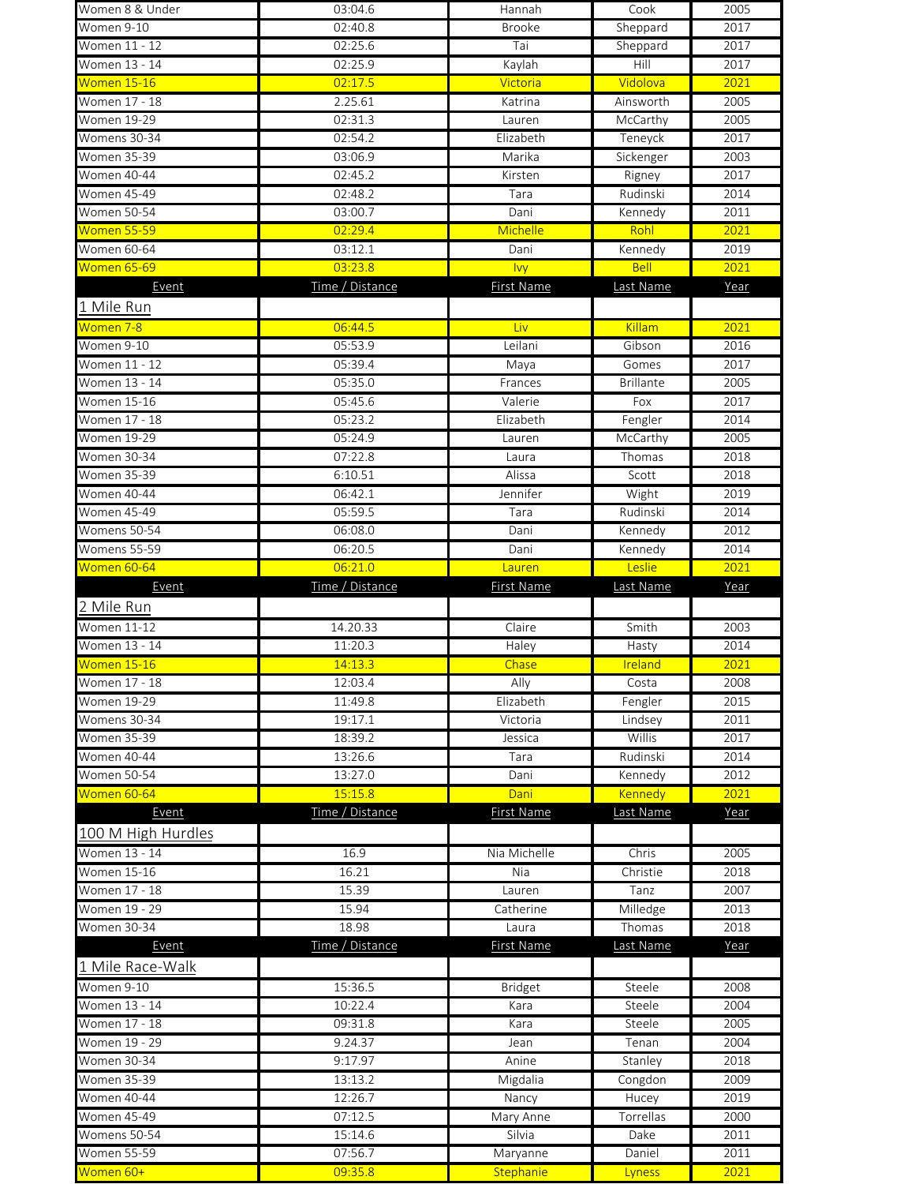| | | | | |
|---|---|---|---|---|
| Women 8 & Under | 03:04.6 | Hannah | Cook | 2005 |
| Women 9-10 | 02:40.8 | Brooke | Sheppard | 2017 |
| Women 11 - 12 | 02:25.6 | Tai | Sheppard | 2017 |
| Women 13 - 14 | 02:25.9 | Kaylah | Hill | 2017 |
| Women 15-16 | 02:17.5 | Victoria | Vidolova | 2021 |
| Women 17 - 18 | 2.25.61 | Katrina | Ainsworth | 2005 |
| Women 19-29 | 02:31.3 | Lauren | McCarthy | 2005 |
| Womens 30-34 | 02:54.2 | Elizabeth | Teneyck | 2017 |
| Women 35-39 | 03:06.9 | Marika | Sickenger | 2003 |
| Women 40-44 | 02:45.2 | Kirsten | Rigney | 2017 |
| Women 45-49 | 02:48.2 | Tara | Rudinski | 2014 |
| Women 50-54 | 03:00.7 | Dani | Kennedy | 2011 |
| Women 55-59 | 02:29.4 | Michelle | Rohl | 2021 |
| Women 60-64 | 03:12.1 | Dani | Kennedy | 2019 |
| Women 65-69 | 03:23.8 | Ivy | Bell | 2021 |

| Event | Time / Distance | First Name | Last Name | Year |
|---|---|---|---|---|
| 1 Mile Run | | | | |
| Women 7-8 | 06:44.5 | Liv | Killam | 2021 |
| Women 9-10 | 05:53.9 | Leilani | Gibson | 2016 |
| Women 11 - 12 | 05:39.4 | Maya | Gomes | 2017 |
| Women 13 - 14 | 05:35.0 | Frances | Brillante | 2005 |
| Women 15-16 | 05:45.6 | Valerie | Fox | 2017 |
| Women 17 - 18 | 05:23.2 | Elizabeth | Fengler | 2014 |
| Women 19-29 | 05:24.9 | Lauren | McCarthy | 2005 |
| Women 30-34 | 07:22.8 | Laura | Thomas | 2018 |
| Women 35-39 | 6:10.51 | Alissa | Scott | 2018 |
| Women 40-44 | 06:42.1 | Jennifer | Wight | 2019 |
| Women 45-49 | 05:59.5 | Tara | Rudinski | 2014 |
| Womens 50-54 | 06:08.0 | Dani | Kennedy | 2012 |
| Womens 55-59 | 06:20.5 | Dani | Kennedy | 2014 |
| Women 60-64 | 06:21.0 | Lauren | Leslie | 2021 |

| Event | Time / Distance | First Name | Last Name | Year |
|---|---|---|---|---|
| 2 Mile Run | | | | |
| Women 11-12 | 14.20.33 | Claire | Smith | 2003 |
| Women 13 - 14 | 11:20.3 | Haley | Hasty | 2014 |
| Women 15-16 | 14:13.3 | Chase | Ireland | 2021 |
| Women 17 - 18 | 12:03.4 | Ally | Costa | 2008 |
| Women 19-29 | 11:49.8 | Elizabeth | Fengler | 2015 |
| Womens 30-34 | 19:17.1 | Victoria | Lindsey | 2011 |
| Women 35-39 | 18:39.2 | Jessica | Willis | 2017 |
| Women 40-44 | 13:26.6 | Tara | Rudinski | 2014 |
| Women 50-54 | 13:27.0 | Dani | Kennedy | 2012 |
| Women 60-64 | 15:15.8 | Dani | Kennedy | 2021 |

| Event | Time / Distance | First Name | Last Name | Year |
|---|---|---|---|---|
| 100 M High Hurdles | | | | |
| Women 13 - 14 | 16.9 | Nia Michelle | Chris | 2005 |
| Women 15-16 | 16.21 | Nia | Christie | 2018 |
| Women 17 - 18 | 15.39 | Lauren | Tanz | 2007 |
| Women 19 - 29 | 15.94 | Catherine | Milledge | 2013 |
| Women 30-34 | 18.98 | Laura | Thomas | 2018 |

| Event | Time / Distance | First Name | Last Name | Year |
|---|---|---|---|---|
| 1 Mile Race-Walk | | | | |
| Women 9-10 | 15:36.5 | Bridget | Steele | 2008 |
| Women 13 - 14 | 10:22.4 | Kara | Steele | 2004 |
| Women 17 - 18 | 09:31.8 | Kara | Steele | 2005 |
| Women 19 - 29 | 9.24.37 | Jean | Tenan | 2004 |
| Women 30-34 | 9:17.97 | Anine | Stanley | 2018 |
| Women 35-39 | 13:13.2 | Migdalia | Congdon | 2009 |
| Women 40-44 | 12:26.7 | Nancy | Hucey | 2019 |
| Women 45-49 | 07:12.5 | Mary Anne | Torrellas | 2000 |
| Womens 50-54 | 15:14.6 | Silvia | Dake | 2011 |
| Women 55-59 | 07:56.7 | Maryanne | Daniel | 2011 |
| Women 60+ | 09:35.8 | Stephanie | Lyness | 2021 |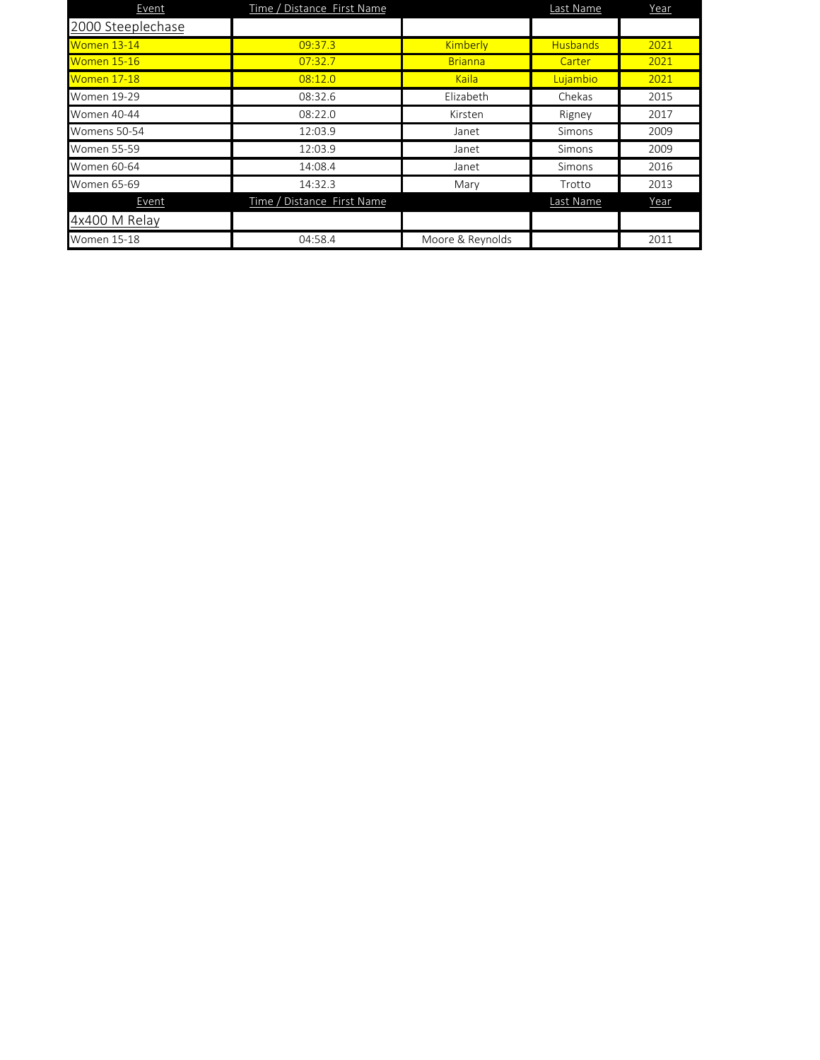| Event | Time / Distance | First Name | Last Name | Year |
| --- | --- | --- | --- | --- |
| 2000 Steeplechase | | | | |
| Women 13-14 | 09:37.3 | Kimberly | Husbands | 2021 |
| Women 15-16 | 07:32.7 | Brianna | Carter | 2021 |
| Women 17-18 | 08:12.0 | Kaila | Lujambio | 2021 |
| Women 19-29 | 08:32.6 | Elizabeth | Chekas | 2015 |
| Women 40-44 | 08:22.0 | Kirsten | Rigney | 2017 |
| Womens 50-54 | 12:03.9 | Janet | Simons | 2009 |
| Women 55-59 | 12:03.9 | Janet | Simons | 2009 |
| Women 60-64 | 14:08.4 | Janet | Simons | 2016 |
| Women 65-69 | 14:32.3 | Mary | Trotto | 2013 |
| Event | Time / Distance | First Name | Last Name | Year |
| 4x400 M Relay | | | | |
| Women 15-18 | 04:58.4 | Moore & Reynolds | | 2011 |